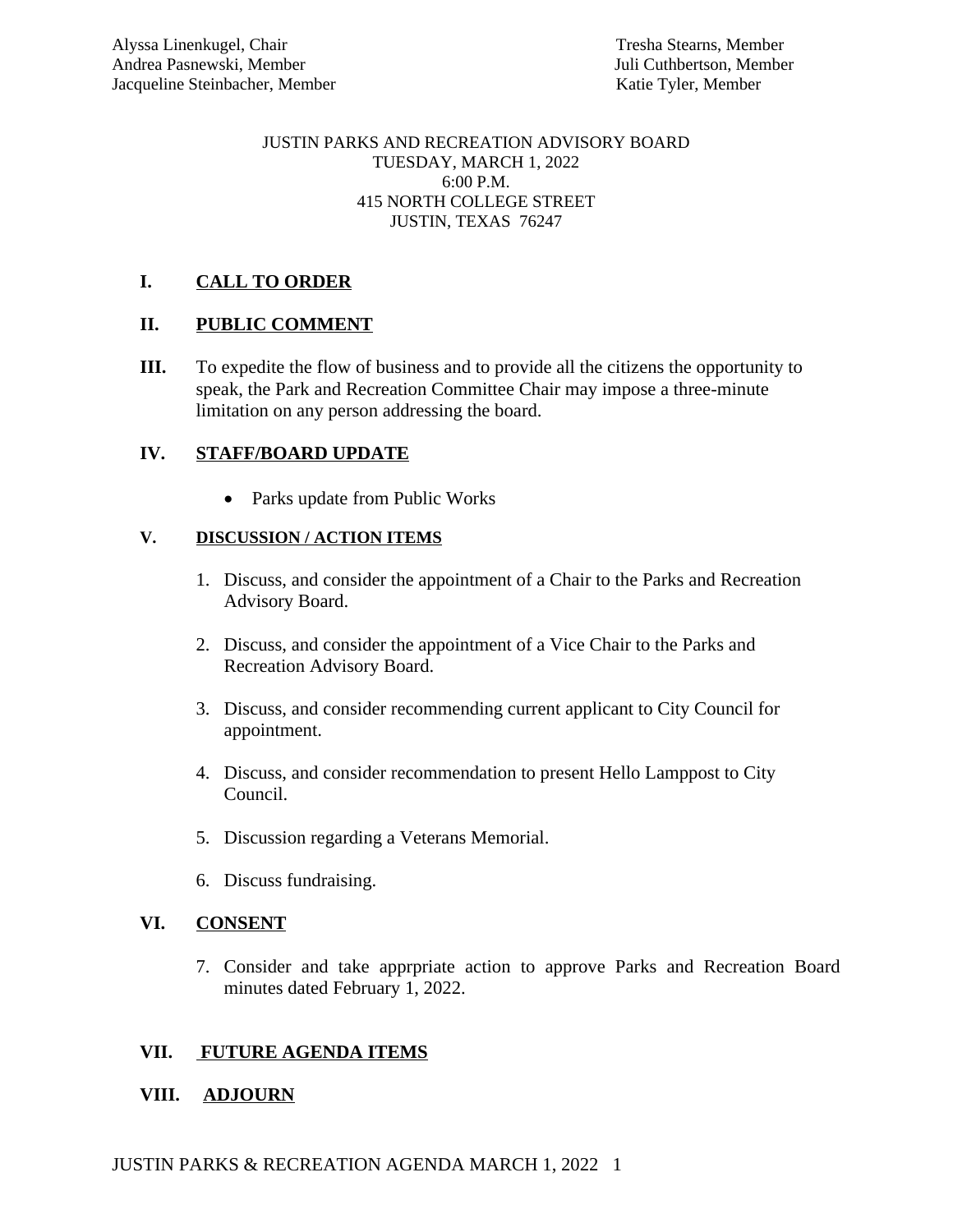Alyssa Linenkugel, Chair
Andrea Pasnewski, Member
Jacqueline Steinbacher, Member
Tresha Stearns, Member
Juli Cuthbertson, Member
Katie Tyler, Member

JUSTIN PARKS AND RECREATION ADVISORY BOARD
TUESDAY, MARCH 1, 2022
6:00 P.M.
415 NORTH COLLEGE STREET
JUSTIN, TEXAS 76247

## I. CALL TO ORDER

## II. PUBLIC COMMENT

**III.** To expedite the flow of business and to provide all the citizens the opportunity to speak, the Park and Recreation Committee Chair may impose a three-minute limitation on any person addressing the board.

## IV. STAFF/BOARD UPDATE

- Parks update from Public Works

## V. DISCUSSION / ACTION ITEMS

1. Discuss, and consider the appointment of a Chair to the Parks and Recreation Advisory Board.
2. Discuss, and consider the appointment of a Vice Chair to the Parks and Recreation Advisory Board.
3. Discuss, and consider recommending current applicant to City Council for appointment.
4. Discuss, and consider recommendation to present Hello Lamppost to City Council.
5. Discussion regarding a Veterans Memorial.
6. Discuss fundraising.

## VI. CONSENT

7. Consider and take apprpriate action to approve Parks and Recreation Board minutes dated February 1, 2022.

## VII. FUTURE AGENDA ITEMS

## VIII. ADJOURN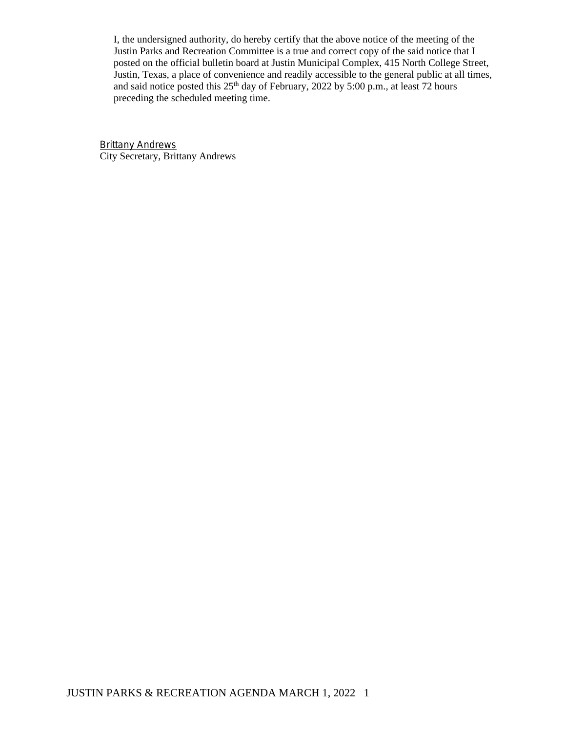I, the undersigned authority, do hereby certify that the above notice of the meeting of the Justin Parks and Recreation Committee is a true and correct copy of the said notice that I posted on the official bulletin board at Justin Municipal Complex, 415 North College Street, Justin, Texas, a place of convenience and readily accessible to the general public at all times, and said notice posted this 25th day of February, 2022 by 5:00 p.m., at least 72 hours preceding the scheduled meeting time.

Brittany Andrews
City Secretary, Brittany Andrews